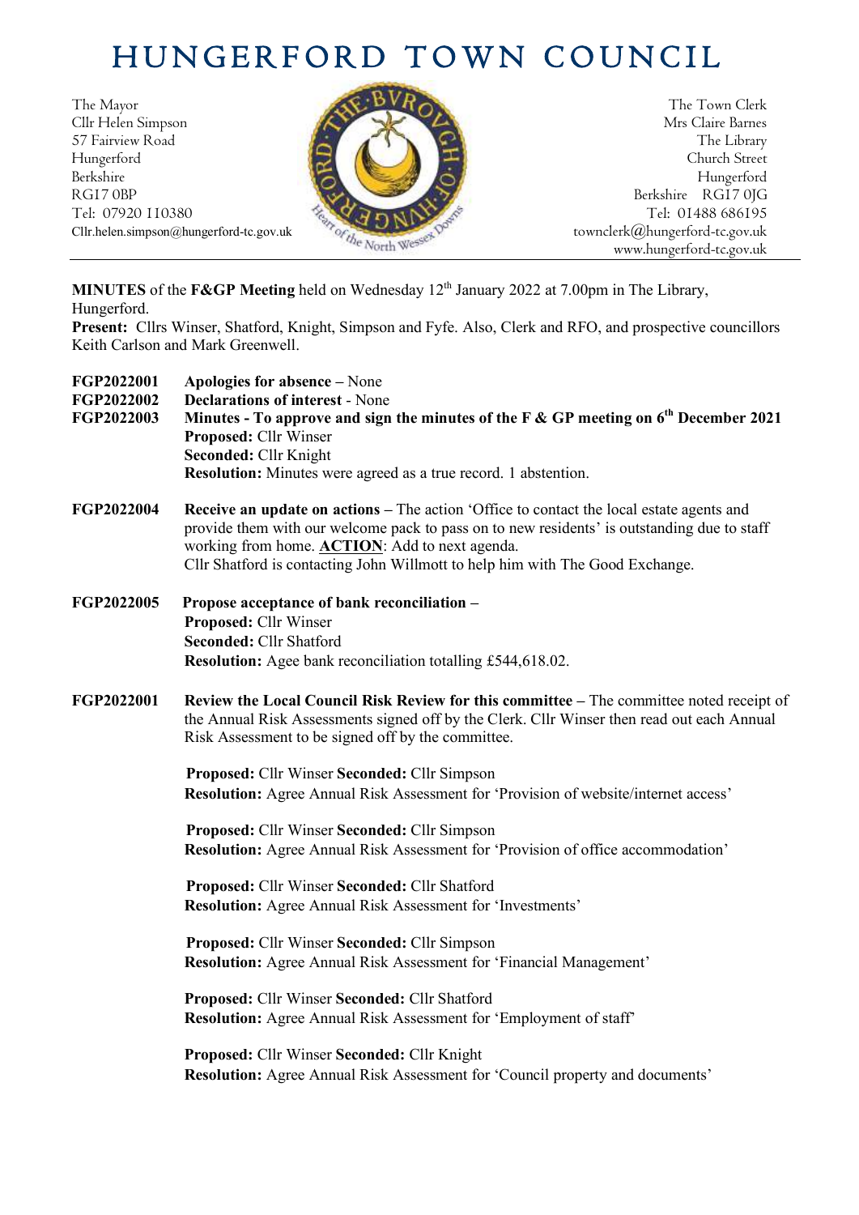# HUNGERFORD TOWN COUNCIL

The Mayor
Cllr Helen Simpson
57 Fairview Road
Hungerford
Berkshire
RG17 0BP
Tel: 07920 110380
Cllr.helen.simpson@hungerford-tc.gov.uk

The Town Clerk
Mrs Claire Barnes
The Library
Church Street
Hungerford
Berkshire RG17 0JG
Tel: 01488 686195
townclerk@hungerford-tc.gov.uk
www.hungerford-tc.gov.uk

---

**MINUTES** of the **F&GP Meeting** held on Wednesday 12th January 2022 at 7.00pm in The Library, Hungerford.

**Present:** Cllrs Winser, Shatford, Knight, Simpson and Fyfe. Also, Clerk and RFO, and prospective councillors Keith Carlson and Mark Greenwell.

**FGP2022001** **Apologies for absence** – None

**FGP2022002** **Declarations of interest** - None

**FGP2022003** **Minutes - To approve and sign the minutes of the F & GP meeting on 6th December 2021**
**Proposed:** Cllr Winser
**Seconded:** Cllr Knight
**Resolution:** Minutes were agreed as a true record. 1 abstention.

**FGP2022004** **Receive an update on actions –** The action 'Office to contact the local estate agents and provide them with our welcome pack to pass on to new residents' is outstanding due to staff working from home. **ACTION**: Add to next agenda.
Cllr Shatford is contacting John Willmott to help him with The Good Exchange.

**FGP2022005** **Propose acceptance of bank reconciliation –**
**Proposed:** Cllr Winser
**Seconded:** Cllr Shatford
**Resolution:** Agee bank reconciliation totalling £544,618.02.

**FGP2022001** **Review the Local Council Risk Review for this committee –** The committee noted receipt of the Annual Risk Assessments signed off by the Clerk. Cllr Winser then read out each Annual Risk Assessment to be signed off by the committee.

**Proposed:** Cllr Winser **Seconded:** Cllr Simpson
**Resolution:** Agree Annual Risk Assessment for 'Provision of website/internet access'

**Proposed:** Cllr Winser **Seconded:** Cllr Simpson
**Resolution:** Agree Annual Risk Assessment for 'Provision of office accommodation'

**Proposed:** Cllr Winser **Seconded:** Cllr Shatford
**Resolution:** Agree Annual Risk Assessment for 'Investments'

**Proposed:** Cllr Winser **Seconded:** Cllr Simpson
**Resolution:** Agree Annual Risk Assessment for 'Financial Management'

**Proposed:** Cllr Winser **Seconded:** Cllr Shatford
**Resolution:** Agree Annual Risk Assessment for 'Employment of staff'

**Proposed:** Cllr Winser **Seconded:** Cllr Knight
**Resolution:** Agree Annual Risk Assessment for 'Council property and documents'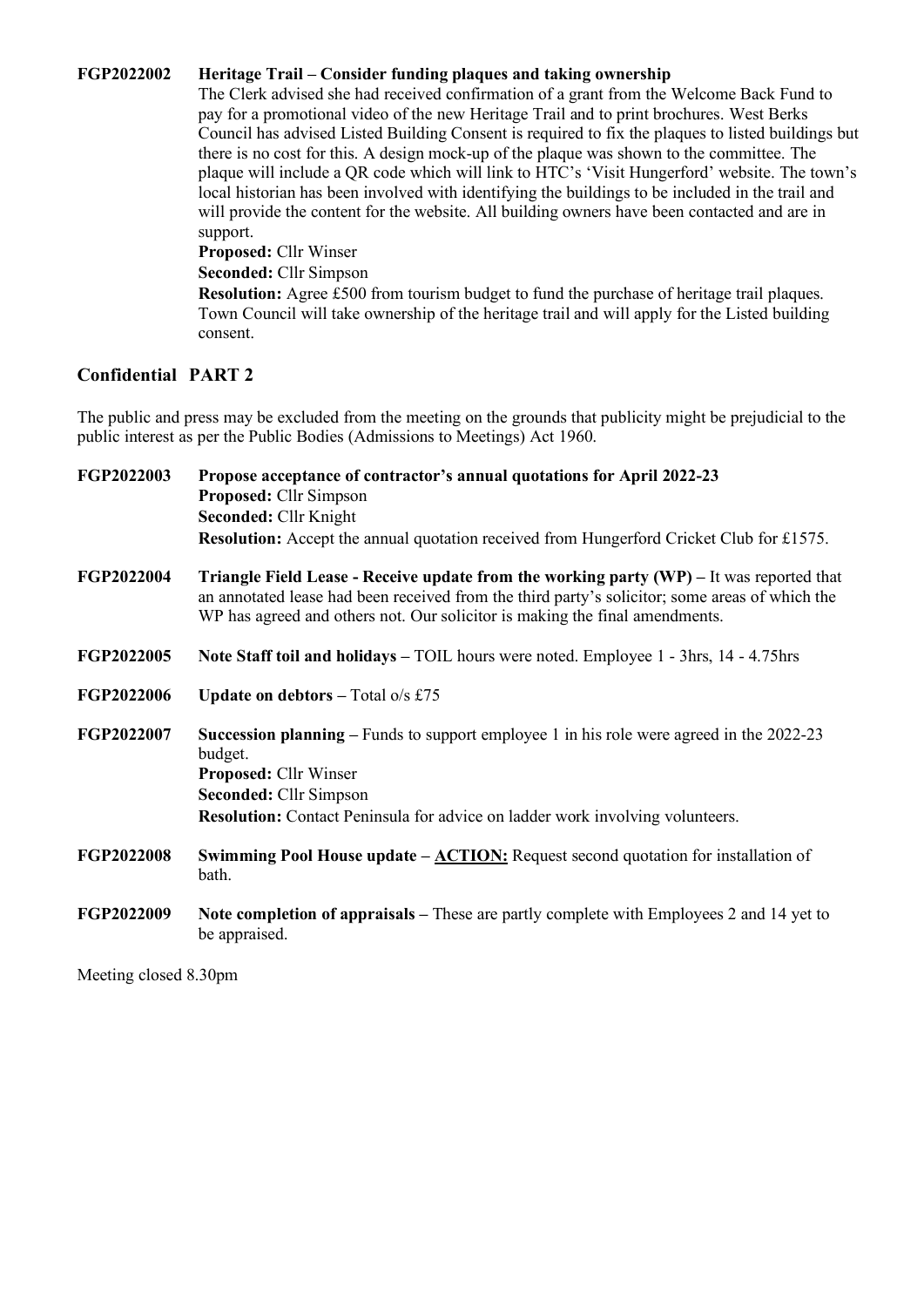**FGP2022002 Heritage Trail – Consider funding plaques and taking ownership**

The Clerk advised she had received confirmation of a grant from the Welcome Back Fund to pay for a promotional video of the new Heritage Trail and to print brochures. West Berks Council has advised Listed Building Consent is required to fix the plaques to listed buildings but there is no cost for this. A design mock-up of the plaque was shown to the committee. The plaque will include a QR code which will link to HTC's 'Visit Hungerford' website. The town's local historian has been involved with identifying the buildings to be included in the trail and will provide the content for the website. All building owners have been contacted and are in support.

**Proposed:** Cllr Winser
**Seconded:** Cllr Simpson
**Resolution:** Agree £500 from tourism budget to fund the purchase of heritage trail plaques. Town Council will take ownership of the heritage trail and will apply for the Listed building consent.

## Confidential PART 2

The public and press may be excluded from the meeting on the grounds that publicity might be prejudicial to the public interest as per the Public Bodies (Admissions to Meetings) Act 1960.

**FGP2022003 Propose acceptance of contractor's annual quotations for April 2022-23**
**Proposed:** Cllr Simpson
**Seconded:** Cllr Knight
**Resolution:** Accept the annual quotation received from Hungerford Cricket Club for £1575.

**FGP2022004 Triangle Field Lease - Receive update from the working party (WP) –** It was reported that an annotated lease had been received from the third party's solicitor; some areas of which the WP has agreed and others not. Our solicitor is making the final amendments.

**FGP2022005 Note Staff toil and holidays –** TOIL hours were noted. Employee 1 - 3hrs, 14 - 4.75hrs

**FGP2022006 Update on debtors –** Total o/s £75

**FGP2022007 Succession planning –** Funds to support employee 1 in his role were agreed in the 2022-23 budget.
**Proposed:** Cllr Winser
**Seconded:** Cllr Simpson
**Resolution:** Contact Peninsula for advice on ladder work involving volunteers.

**FGP2022008 Swimming Pool House update – <u>ACTION:</u>** Request second quotation for installation of bath.

**FGP2022009 Note completion of appraisals –** These are partly complete with Employees 2 and 14 yet to be appraised.

Meeting closed 8.30pm